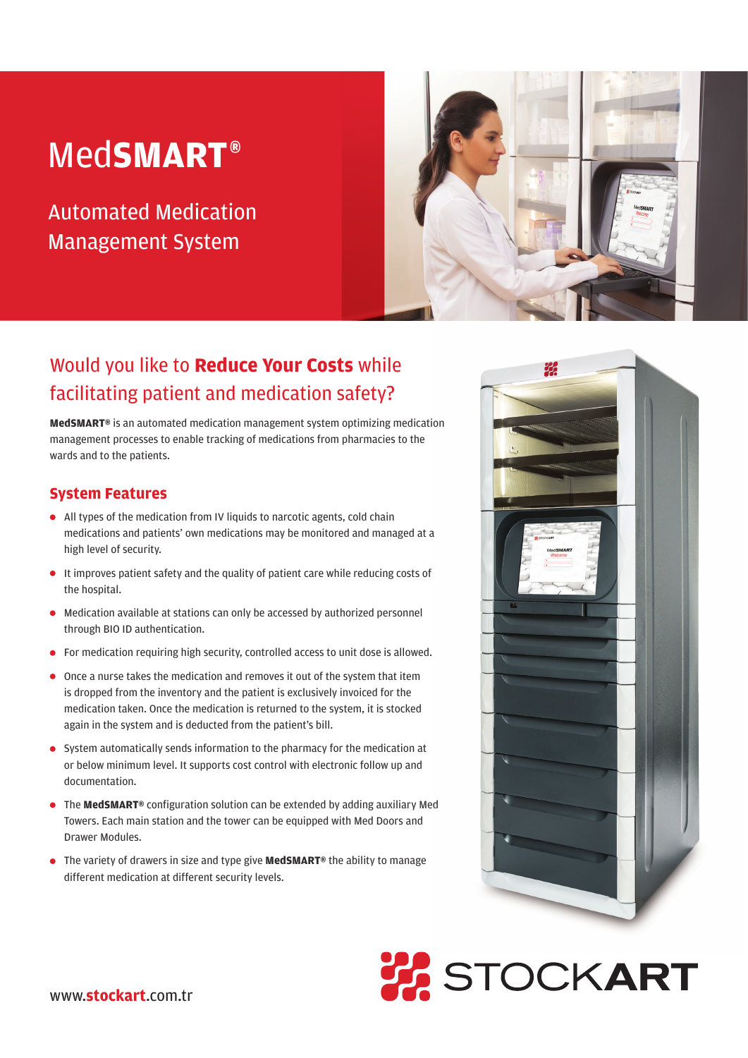# MedSMART®

## Automated Medication Management System

## Would you like to **Reduce Your Costs** while facilitating patient and medication safety?

**MedSMART®** is an automated medication management system optimizing medication management processes to enable tracking of medications from pharmacies to the wards and to the patients.

### System Features

- All types of the medication from IV liquids to narcotic agents, cold chain medications and patients' own medications may be monitored and managed at a high level of security.
- It improves patient safety and the quality of patient care while reducing costs of the hospital.
- Medication available at stations can only be accessed by authorized personnel through BIO ID authentication.
- For medication requiring high security, controlled access to unit dose is allowed.
- Once a nurse takes the medication and removes it out of the system that item is dropped from the inventory and the patient is exclusively invoiced for the medication taken. Once the medication is returned to the system, it is stocked again in the system and is deducted from the patient's bill.
- System automatically sends information to the pharmacy for the medication at or below minimum level. It supports cost control with electronic follow up and documentation.
- The **MedSMART®** configuration solution can be extended by adding auxiliary Med Towers. Each main station and the tower can be equipped with Med Doors and Drawer Modules.
- The variety of drawers in size and type give **MedSMART®** the ability to manage different medication at different security levels.

STOCKART

www.**stockart**.com.tr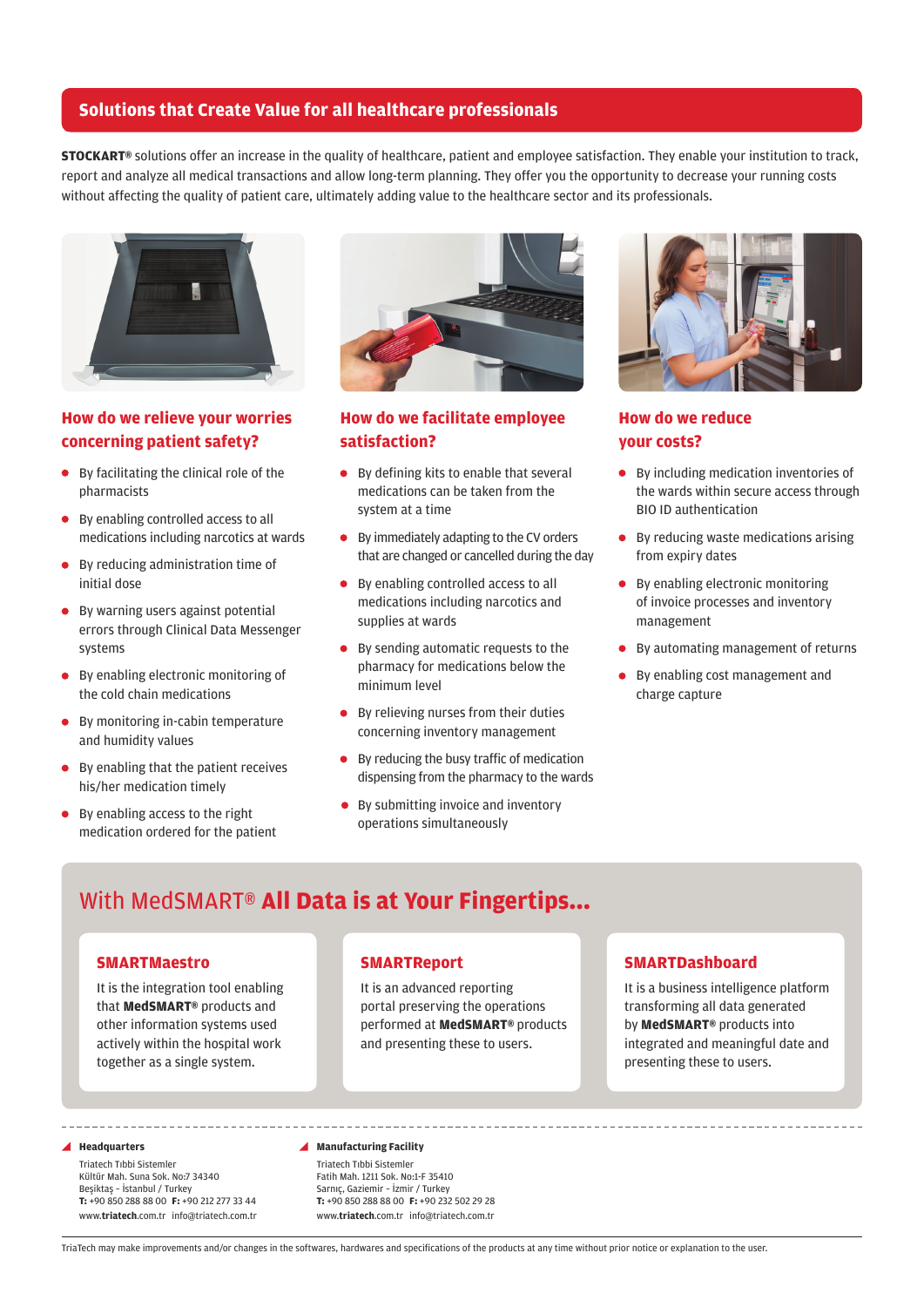## Solutions that Create Value for all healthcare professionals

**STOCKART®** solutions offer an increase in the quality of healthcare, patient and employee satisfaction. They enable your institution to track, report and analyze all medical transactions and allow long-term planning. They offer you the opportunity to decrease your running costs without affecting the quality of patient care, ultimately adding value to the healthcare sector and its professionals.

### How do we relieve your worries concerning patient safety?

- By facilitating the clinical role of the pharmacists
- By enabling controlled access to all medications including narcotics at wards
- By reducing administration time of initial dose
- By warning users against potential errors through Clinical Data Messenger systems
- By enabling electronic monitoring of the cold chain medications
- By monitoring in-cabin temperature and humidity values
- By enabling that the patient receives his/her medication timely
- By enabling access to the right medication ordered for the patient

### How do we facilitate employee satisfaction?

- By defining kits to enable that several medications can be taken from the system at a time
- By immediately adapting to the CV orders that are changed or cancelled during the day
- By enabling controlled access to all medications including narcotics and supplies at wards
- By sending automatic requests to the pharmacy for medications below the minimum level
- By relieving nurses from their duties concerning inventory management
- By reducing the busy traffic of medication dispensing from the pharmacy to the wards
- By submitting invoice and inventory operations simultaneously

### How do we reduce your costs?

- By including medication inventories of the wards within secure access through BIO ID authentication
- By reducing waste medications arising from expiry dates
- By enabling electronic monitoring of invoice processes and inventory management
- By automating management of returns
- By enabling cost management and charge capture

## With MedSMART® **All Data is at Your Fingertips...**

### SMARTMaestro

It is the integration tool enabling that **MedSMART®** products and other information systems used actively within the hospital work together as a single system.

### SMARTReport

It is an advanced reporting portal preserving the operations performed at **MedSMART®** products and presenting these to users.

### SMARTDashboard

It is a business intelligence platform transforming all data generated by **MedSMART®** products into integrated and meaningful date and presenting these to users.

**Headquarters**
Triatech Tıbbi Sistemler
Kültür Mah. Suna Sok. No:7 34340
Beşiktaş - İstanbul / Turkey
**T:** +90 850 288 88 00 **F:** +90 212 277 33 44
www.**triatech**.com.tr info@triatech.com.tr

**Manufacturing Facility**
Triatech Tıbbi Sistemler
Fatih Mah. 1211 Sok. No:1-F 35410
Sarnıç, Gaziemir - İzmir / Turkey
**T:** +90 850 288 88 00 **F:** +90 232 502 29 28
www.**triatech**.com.tr info@triatech.com.tr

TriaTech may make improvements and/or changes in the softwares, hardwares and specifications of the products at any time without prior notice or explanation to the user.